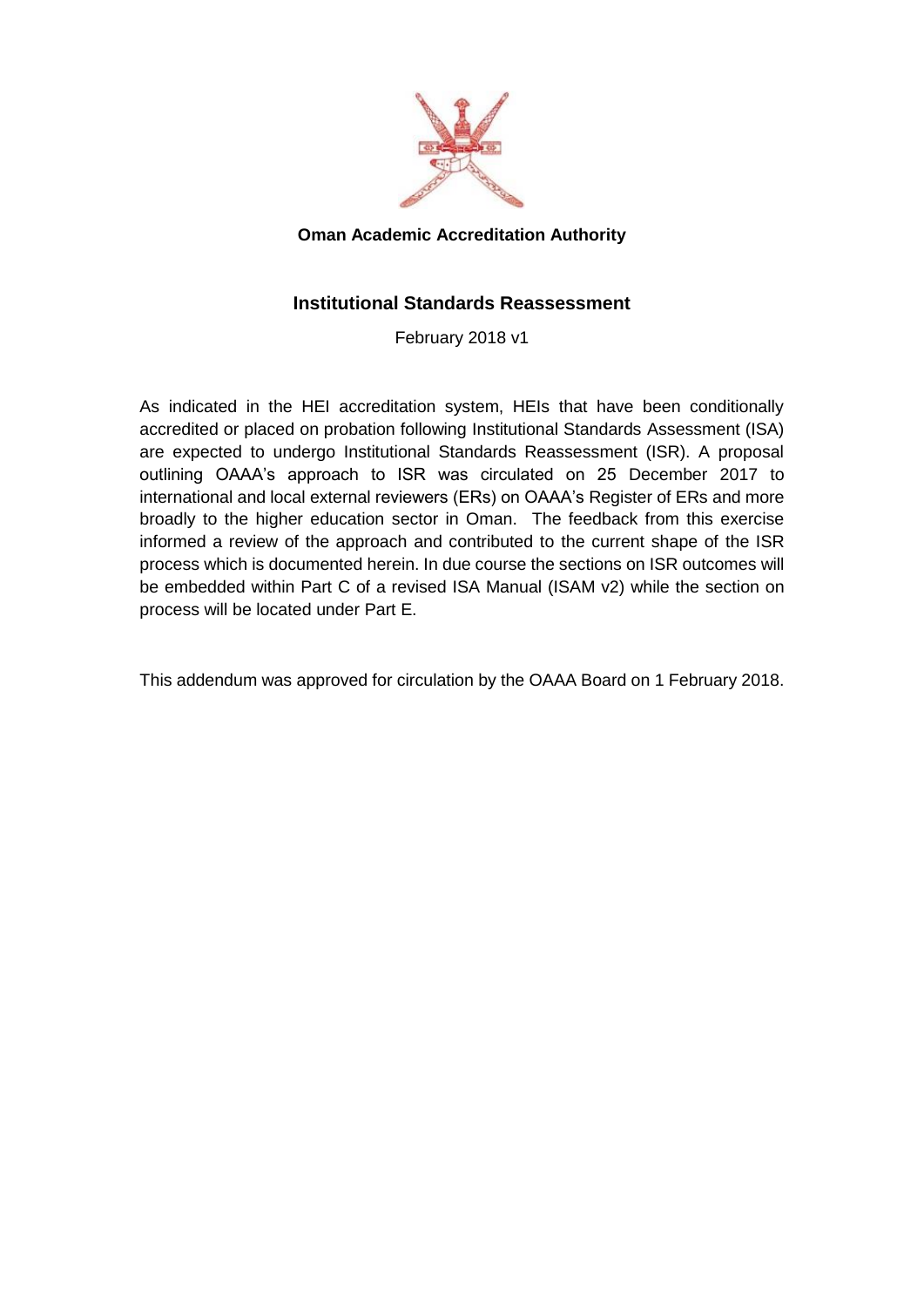**Oman Academic Accreditation Authority**

# Institutional Standards Reassessment

February 2018 v1

As indicated in the HEI accreditation system, HEIs that have been conditionally accredited or placed on probation following Institutional Standards Assessment (ISA) are expected to undergo Institutional Standards Reassessment (ISR). A proposal outlining OAAA's approach to ISR was circulated on 25 December 2017 to international and local external reviewers (ERs) on OAAA's Register of ERs and more broadly to the higher education sector in Oman. The feedback from this exercise informed a review of the approach and contributed to the current shape of the ISR process which is documented herein. In due course the sections on ISR outcomes will be embedded within Part C of a revised ISA Manual (ISAM v2) while the section on process will be located under Part E.

This addendum was approved for circulation by the OAAA Board on 1 February 2018.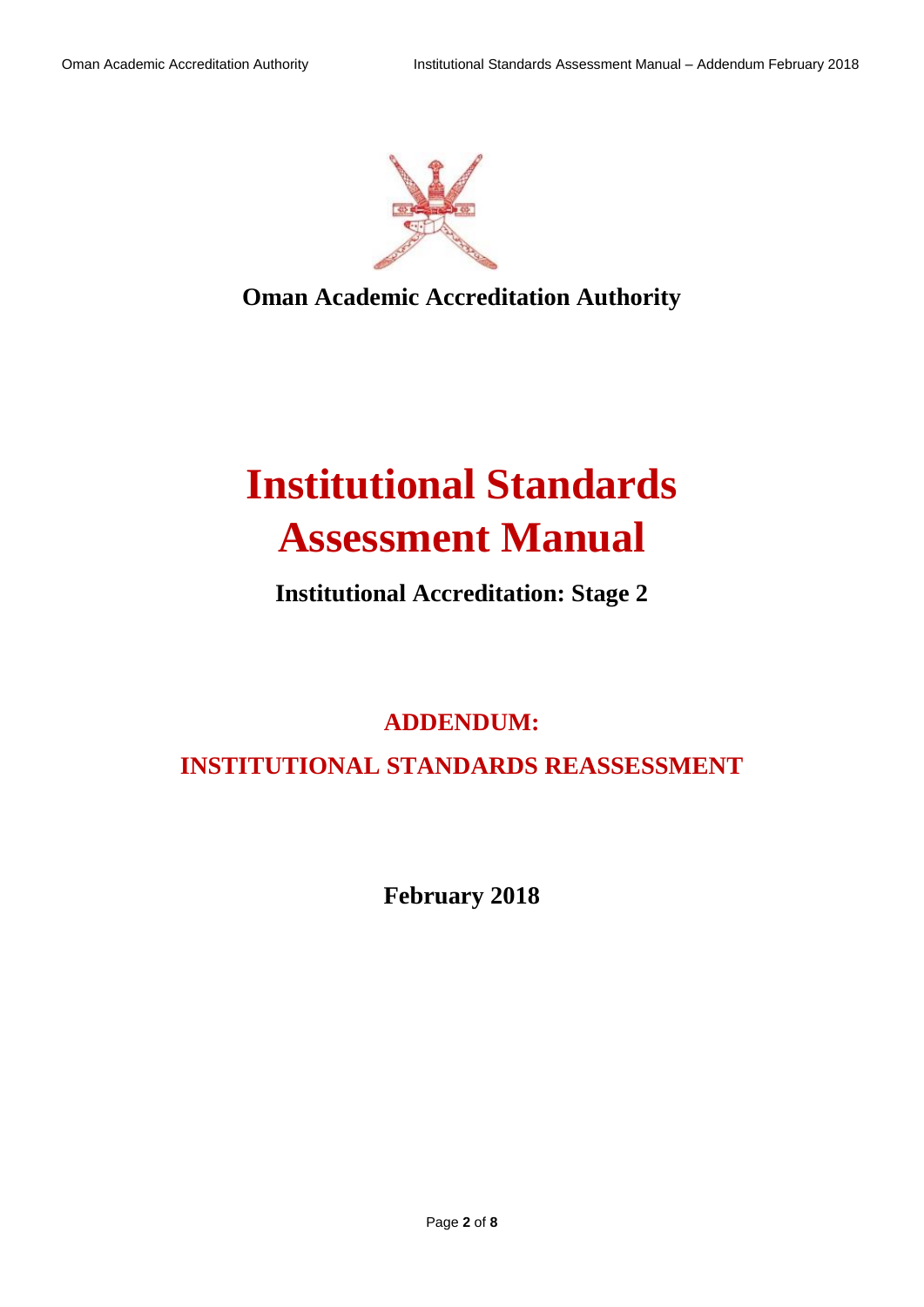**Oman Academic Accreditation Authority**

# Institutional Standards Assessment Manual

**Institutional Accreditation: Stage 2**

## ADDENDUM:

## INSTITUTIONAL STANDARDS REASSESSMENT

**February 2018**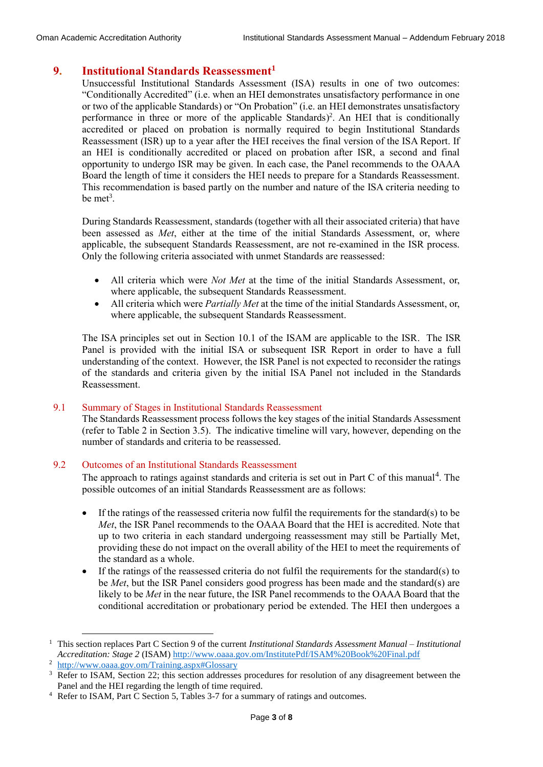# 9. Institutional Standards Reassessment[1]

Unsuccessful Institutional Standards Assessment (ISA) results in one of two outcomes: "Conditionally Accredited" (i.e. when an HEI demonstrates unsatisfactory performance in one or two of the applicable Standards) or "On Probation" (i.e. an HEI demonstrates unsatisfactory performance in three or more of the applicable Standards)[2]. An HEI that is conditionally accredited or placed on probation is normally required to begin Institutional Standards Reassessment (ISR) up to a year after the HEI receives the final version of the ISA Report. If an HEI is conditionally accredited or placed on probation after ISR, a second and final opportunity to undergo ISR may be given. In each case, the Panel recommends to the OAAA Board the length of time it considers the HEI needs to prepare for a Standards Reassessment. This recommendation is based partly on the number and nature of the ISA criteria needing to be met[3].

During Standards Reassessment, standards (together with all their associated criteria) that have been assessed as *Met*, either at the time of the initial Standards Assessment, or, where applicable, the subsequent Standards Reassessment, are not re-examined in the ISR process. Only the following criteria associated with unmet Standards are reassessed:

- All criteria which were *Not Met* at the time of the initial Standards Assessment, or, where applicable, the subsequent Standards Reassessment.
- All criteria which were *Partially Met* at the time of the initial Standards Assessment, or, where applicable, the subsequent Standards Reassessment.

The ISA principles set out in Section 10.1 of the ISAM are applicable to the ISR. The ISR Panel is provided with the initial ISA or subsequent ISR Report in order to have a full understanding of the context. However, the ISR Panel is not expected to reconsider the ratings of the standards and criteria given by the initial ISA Panel not included in the Standards Reassessment.

## 9.1 Summary of Stages in Institutional Standards Reassessment

The Standards Reassessment process follows the key stages of the initial Standards Assessment (refer to Table 2 in Section 3.5). The indicative timeline will vary, however, depending on the number of standards and criteria to be reassessed.

## 9.2 Outcomes of an Institutional Standards Reassessment

The approach to ratings against standards and criteria is set out in Part C of this manual[4]. The possible outcomes of an initial Standards Reassessment are as follows:

- If the ratings of the reassessed criteria now fulfil the requirements for the standard(s) to be *Met*, the ISR Panel recommends to the OAAA Board that the HEI is accredited. Note that up to two criteria in each standard undergoing reassessment may still be Partially Met, providing these do not impact on the overall ability of the HEI to meet the requirements of the standard as a whole.
- If the ratings of the reassessed criteria do not fulfil the requirements for the standard(s) to be *Met*, but the ISR Panel considers good progress has been made and the standard(s) are likely to be *Met* in the near future, the ISR Panel recommends to the OAAA Board that the conditional accreditation or probationary period be extended. The HEI then undergoes a

---

[1] This section replaces Part C Section 9 of the current *Institutional Standards Assessment Manual – Institutional Accreditation: Stage 2* (ISAM) http://www.oaaa.gov.om/InstitutePdf/ISAM%20Book%20Final.pdf

[2] http://www.oaaa.gov.om/Training.aspx#Glossary

[3] Refer to ISAM, Section 22; this section addresses procedures for resolution of any disagreement between the Panel and the HEI regarding the length of time required.

[4] Refer to ISAM, Part C Section 5, Tables 3-7 for a summary of ratings and outcomes.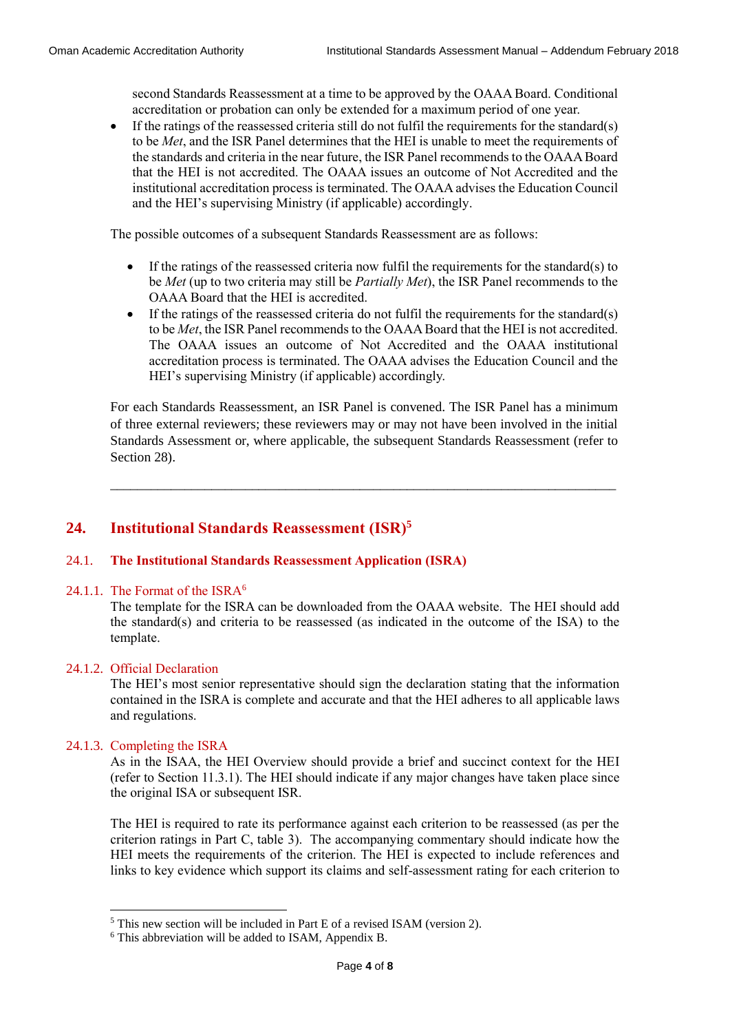second Standards Reassessment at a time to be approved by the OAAA Board. Conditional accreditation or probation can only be extended for a maximum period of one year.

- If the ratings of the reassessed criteria still do not fulfil the requirements for the standard(s) to be *Met*, and the ISR Panel determines that the HEI is unable to meet the requirements of the standards and criteria in the near future, the ISR Panel recommends to the OAAA Board that the HEI is not accredited. The OAAA issues an outcome of Not Accredited and the institutional accreditation process is terminated. The OAAA advises the Education Council and the HEI's supervising Ministry (if applicable) accordingly.

The possible outcomes of a subsequent Standards Reassessment are as follows:

- If the ratings of the reassessed criteria now fulfil the requirements for the standard(s) to be *Met* (up to two criteria may still be *Partially Met*), the ISR Panel recommends to the OAAA Board that the HEI is accredited.
- If the ratings of the reassessed criteria do not fulfil the requirements for the standard(s) to be *Met*, the ISR Panel recommends to the OAAA Board that the HEI is not accredited. The OAAA issues an outcome of Not Accredited and the OAAA institutional accreditation process is terminated. The OAAA advises the Education Council and the HEI's supervising Ministry (if applicable) accordingly.

For each Standards Reassessment, an ISR Panel is convened. The ISR Panel has a minimum of three external reviewers; these reviewers may or may not have been involved in the initial Standards Assessment or, where applicable, the subsequent Standards Reassessment (refer to Section 28).

---

# 24. Institutional Standards Reassessment (ISR)[5]

## 24.1. The Institutional Standards Reassessment Application (ISRA)

### 24.1.1. The Format of the ISRA[6]

The template for the ISRA can be downloaded from the OAAA website. The HEI should add the standard(s) and criteria to be reassessed (as indicated in the outcome of the ISA) to the template.

### 24.1.2. Official Declaration

The HEI's most senior representative should sign the declaration stating that the information contained in the ISRA is complete and accurate and that the HEI adheres to all applicable laws and regulations.

### 24.1.3. Completing the ISRA

As in the ISAA, the HEI Overview should provide a brief and succinct context for the HEI (refer to Section 11.3.1). The HEI should indicate if any major changes have taken place since the original ISA or subsequent ISR.

The HEI is required to rate its performance against each criterion to be reassessed (as per the criterion ratings in Part C, table 3). The accompanying commentary should indicate how the HEI meets the requirements of the criterion. The HEI is expected to include references and links to key evidence which support its claims and self-assessment rating for each criterion to

---

[5] This new section will be included in Part E of a revised ISAM (version 2).

[6] This abbreviation will be added to ISAM, Appendix B.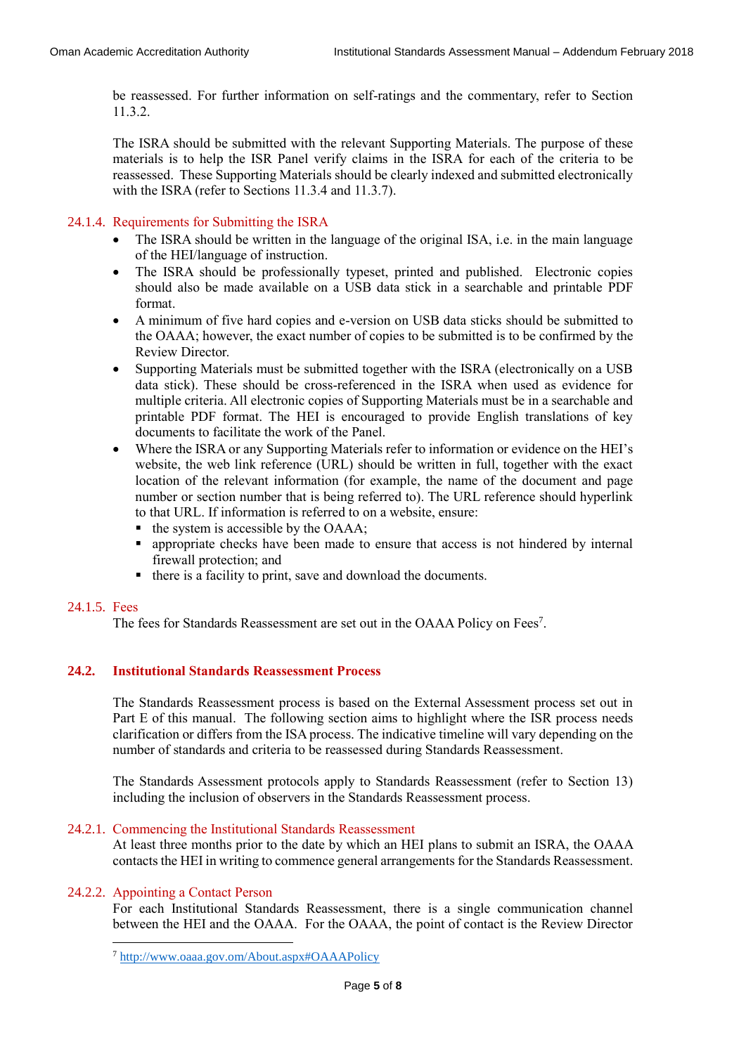be reassessed. For further information on self-ratings and the commentary, refer to Section 11.3.2.

The ISRA should be submitted with the relevant Supporting Materials. The purpose of these materials is to help the ISR Panel verify claims in the ISRA for each of the criteria to be reassessed. These Supporting Materials should be clearly indexed and submitted electronically with the ISRA (refer to Sections 11.3.4 and 11.3.7).

#### 24.1.4. Requirements for Submitting the ISRA

- The ISRA should be written in the language of the original ISA, i.e. in the main language of the HEI/language of instruction.
- The ISRA should be professionally typeset, printed and published. Electronic copies should also be made available on a USB data stick in a searchable and printable PDF format.
- A minimum of five hard copies and e-version on USB data sticks should be submitted to the OAAA; however, the exact number of copies to be submitted is to be confirmed by the Review Director.
- Supporting Materials must be submitted together with the ISRA (electronically on a USB data stick). These should be cross-referenced in the ISRA when used as evidence for multiple criteria. All electronic copies of Supporting Materials must be in a searchable and printable PDF format. The HEI is encouraged to provide English translations of key documents to facilitate the work of the Panel.
- Where the ISRA or any Supporting Materials refer to information or evidence on the HEI's website, the web link reference (URL) should be written in full, together with the exact location of the relevant information (for example, the name of the document and page number or section number that is being referred to). The URL reference should hyperlink to that URL. If information is referred to on a website, ensure:
  - the system is accessible by the OAAA;
  - appropriate checks have been made to ensure that access is not hindered by internal firewall protection; and
  - there is a facility to print, save and download the documents.

#### 24.1.5. Fees

The fees for Standards Reassessment are set out in the OAAA Policy on Fees[7].

### 24.2. Institutional Standards Reassessment Process

The Standards Reassessment process is based on the External Assessment process set out in Part E of this manual. The following section aims to highlight where the ISR process needs clarification or differs from the ISA process. The indicative timeline will vary depending on the number of standards and criteria to be reassessed during Standards Reassessment.

The Standards Assessment protocols apply to Standards Reassessment (refer to Section 13) including the inclusion of observers in the Standards Reassessment process.

#### 24.2.1. Commencing the Institutional Standards Reassessment

At least three months prior to the date by which an HEI plans to submit an ISRA, the OAAA contacts the HEI in writing to commence general arrangements for the Standards Reassessment.

#### 24.2.2. Appointing a Contact Person

For each Institutional Standards Reassessment, there is a single communication channel between the HEI and the OAAA. For the OAAA, the point of contact is the Review Director

---

[7] http://www.oaaa.gov.om/About.aspx#OAAAPolicy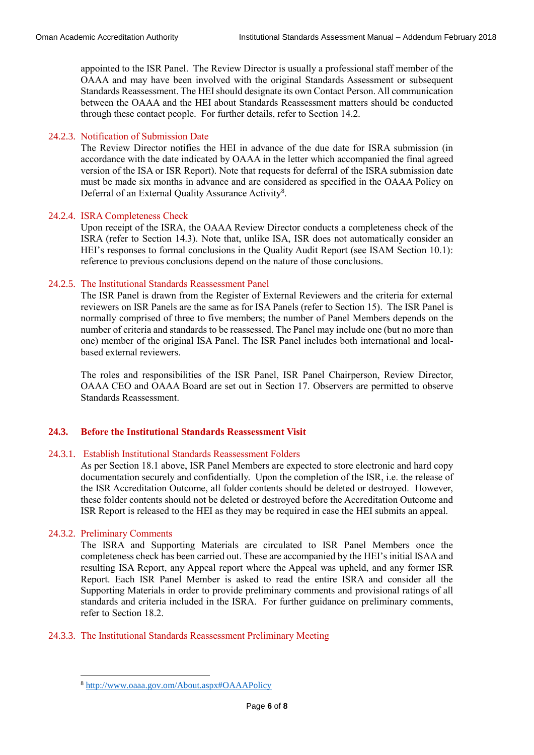appointed to the ISR Panel. The Review Director is usually a professional staff member of the OAAA and may have been involved with the original Standards Assessment or subsequent Standards Reassessment. The HEI should designate its own Contact Person. All communication between the OAAA and the HEI about Standards Reassessment matters should be conducted through these contact people. For further details, refer to Section 14.2.

### 24.2.3. Notification of Submission Date

The Review Director notifies the HEI in advance of the due date for ISRA submission (in accordance with the date indicated by OAAA in the letter which accompanied the final agreed version of the ISA or ISR Report). Note that requests for deferral of the ISRA submission date must be made six months in advance and are considered as specified in the OAAA Policy on Deferral of an External Quality Assurance Activity[8].

### 24.2.4. ISRA Completeness Check

Upon receipt of the ISRA, the OAAA Review Director conducts a completeness check of the ISRA (refer to Section 14.3). Note that, unlike ISA, ISR does not automatically consider an HEI's responses to formal conclusions in the Quality Audit Report (see ISAM Section 10.1): reference to previous conclusions depend on the nature of those conclusions.

### 24.2.5. The Institutional Standards Reassessment Panel

The ISR Panel is drawn from the Register of External Reviewers and the criteria for external reviewers on ISR Panels are the same as for ISA Panels (refer to Section 15). The ISR Panel is normally comprised of three to five members; the number of Panel Members depends on the number of criteria and standards to be reassessed. The Panel may include one (but no more than one) member of the original ISA Panel. The ISR Panel includes both international and local-based external reviewers.

The roles and responsibilities of the ISR Panel, ISR Panel Chairperson, Review Director, OAAA CEO and OAAA Board are set out in Section 17. Observers are permitted to observe Standards Reassessment.

## 24.3. Before the Institutional Standards Reassessment Visit

### 24.3.1. Establish Institutional Standards Reassessment Folders

As per Section 18.1 above, ISR Panel Members are expected to store electronic and hard copy documentation securely and confidentially. Upon the completion of the ISR, i.e. the release of the ISR Accreditation Outcome, all folder contents should be deleted or destroyed. However, these folder contents should not be deleted or destroyed before the Accreditation Outcome and ISR Report is released to the HEI as they may be required in case the HEI submits an appeal.

### 24.3.2. Preliminary Comments

The ISRA and Supporting Materials are circulated to ISR Panel Members once the completeness check has been carried out. These are accompanied by the HEI's initial ISAA and resulting ISA Report, any Appeal report where the Appeal was upheld, and any former ISR Report. Each ISR Panel Member is asked to read the entire ISRA and consider all the Supporting Materials in order to provide preliminary comments and provisional ratings of all standards and criteria included in the ISRA. For further guidance on preliminary comments, refer to Section 18.2.

### 24.3.3. The Institutional Standards Reassessment Preliminary Meeting

[8] http://www.oaaa.gov.om/About.aspx#OAAAPolicy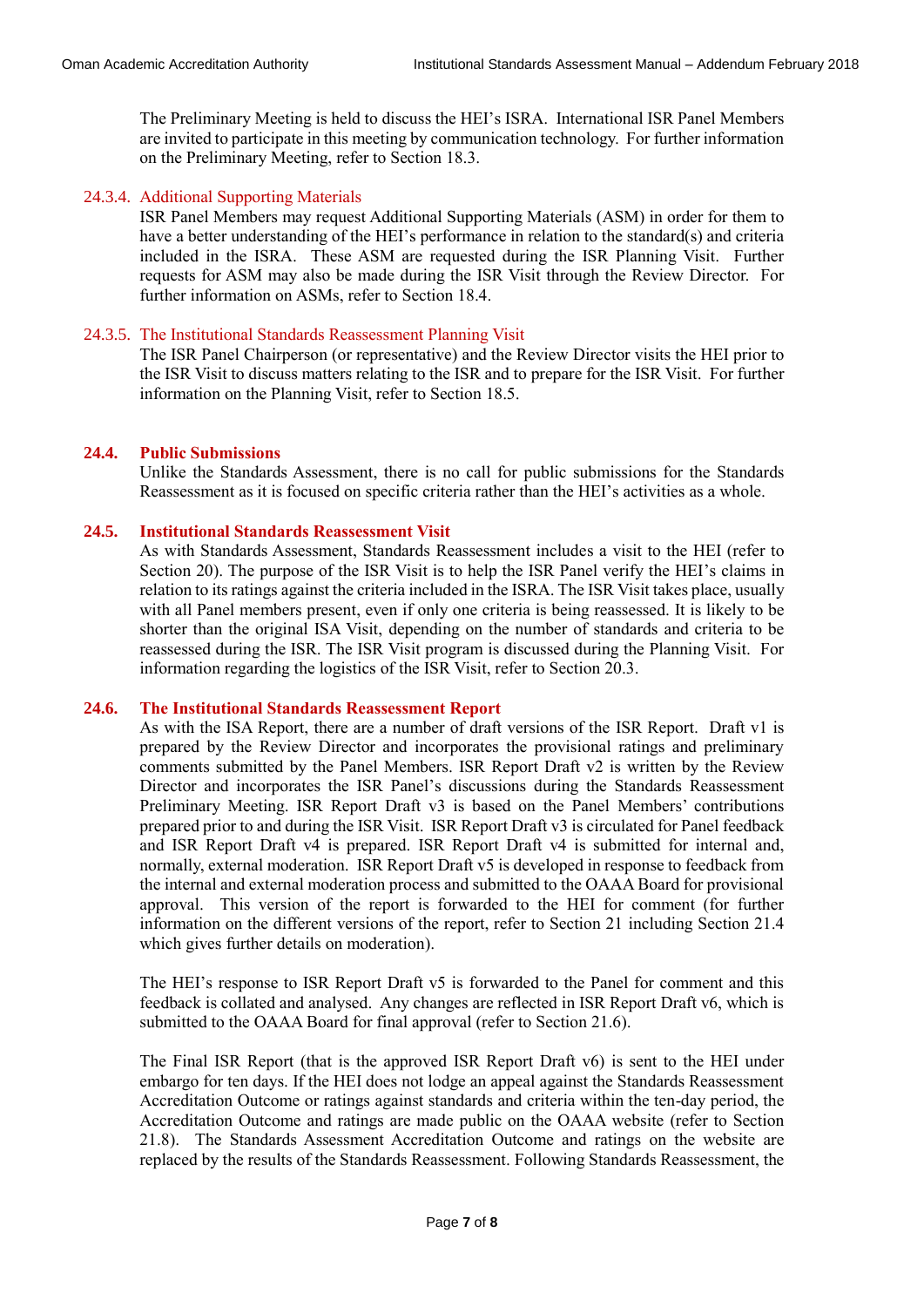The Preliminary Meeting is held to discuss the HEI's ISRA. International ISR Panel Members are invited to participate in this meeting by communication technology. For further information on the Preliminary Meeting, refer to Section 18.3.

#### 24.3.4. Additional Supporting Materials

ISR Panel Members may request Additional Supporting Materials (ASM) in order for them to have a better understanding of the HEI's performance in relation to the standard(s) and criteria included in the ISRA. These ASM are requested during the ISR Planning Visit. Further requests for ASM may also be made during the ISR Visit through the Review Director. For further information on ASMs, refer to Section 18.4.

#### 24.3.5. The Institutional Standards Reassessment Planning Visit

The ISR Panel Chairperson (or representative) and the Review Director visits the HEI prior to the ISR Visit to discuss matters relating to the ISR and to prepare for the ISR Visit. For further information on the Planning Visit, refer to Section 18.5.

### 24.4. Public Submissions

Unlike the Standards Assessment, there is no call for public submissions for the Standards Reassessment as it is focused on specific criteria rather than the HEI's activities as a whole.

### 24.5. Institutional Standards Reassessment Visit

As with Standards Assessment, Standards Reassessment includes a visit to the HEI (refer to Section 20). The purpose of the ISR Visit is to help the ISR Panel verify the HEI's claims in relation to its ratings against the criteria included in the ISRA. The ISR Visit takes place, usually with all Panel members present, even if only one criteria is being reassessed. It is likely to be shorter than the original ISA Visit, depending on the number of standards and criteria to be reassessed during the ISR. The ISR Visit program is discussed during the Planning Visit. For information regarding the logistics of the ISR Visit, refer to Section 20.3.

### 24.6. The Institutional Standards Reassessment Report

As with the ISA Report, there are a number of draft versions of the ISR Report. Draft v1 is prepared by the Review Director and incorporates the provisional ratings and preliminary comments submitted by the Panel Members. ISR Report Draft v2 is written by the Review Director and incorporates the ISR Panel's discussions during the Standards Reassessment Preliminary Meeting. ISR Report Draft v3 is based on the Panel Members' contributions prepared prior to and during the ISR Visit. ISR Report Draft v3 is circulated for Panel feedback and ISR Report Draft v4 is prepared. ISR Report Draft v4 is submitted for internal and, normally, external moderation. ISR Report Draft v5 is developed in response to feedback from the internal and external moderation process and submitted to the OAAA Board for provisional approval. This version of the report is forwarded to the HEI for comment (for further information on the different versions of the report, refer to Section 21 including Section 21.4 which gives further details on moderation).

The HEI's response to ISR Report Draft v5 is forwarded to the Panel for comment and this feedback is collated and analysed. Any changes are reflected in ISR Report Draft v6, which is submitted to the OAAA Board for final approval (refer to Section 21.6).

The Final ISR Report (that is the approved ISR Report Draft v6) is sent to the HEI under embargo for ten days. If the HEI does not lodge an appeal against the Standards Reassessment Accreditation Outcome or ratings against standards and criteria within the ten-day period, the Accreditation Outcome and ratings are made public on the OAAA website (refer to Section 21.8). The Standards Assessment Accreditation Outcome and ratings on the website are replaced by the results of the Standards Reassessment. Following Standards Reassessment, the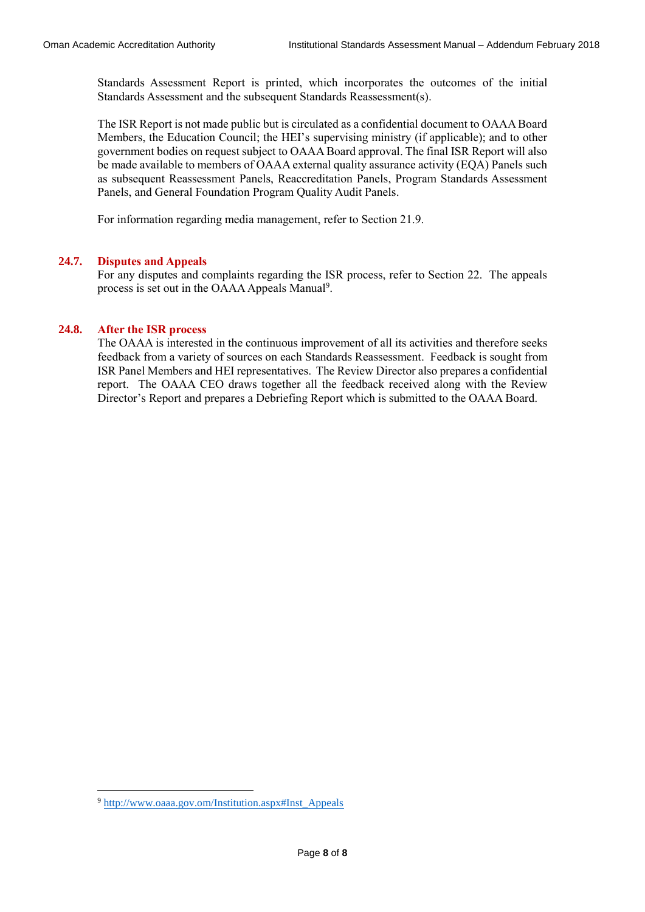Standards Assessment Report is printed, which incorporates the outcomes of the initial Standards Assessment and the subsequent Standards Reassessment(s).

The ISR Report is not made public but is circulated as a confidential document to OAAA Board Members, the Education Council; the HEI's supervising ministry (if applicable); and to other government bodies on request subject to OAAA Board approval. The final ISR Report will also be made available to members of OAAA external quality assurance activity (EQA) Panels such as subsequent Reassessment Panels, Reaccreditation Panels, Program Standards Assessment Panels, and General Foundation Program Quality Audit Panels.

For information regarding media management, refer to Section 21.9.

### 24.7. Disputes and Appeals

For any disputes and complaints regarding the ISR process, refer to Section 22. The appeals process is set out in the OAAA Appeals Manual[9].

### 24.8. After the ISR process

The OAAA is interested in the continuous improvement of all its activities and therefore seeks feedback from a variety of sources on each Standards Reassessment. Feedback is sought from ISR Panel Members and HEI representatives. The Review Director also prepares a confidential report. The OAAA CEO draws together all the feedback received along with the Review Director's Report and prepares a Debriefing Report which is submitted to the OAAA Board.

---

[9] http://www.oaaa.gov.om/Institution.aspx#Inst_Appeals